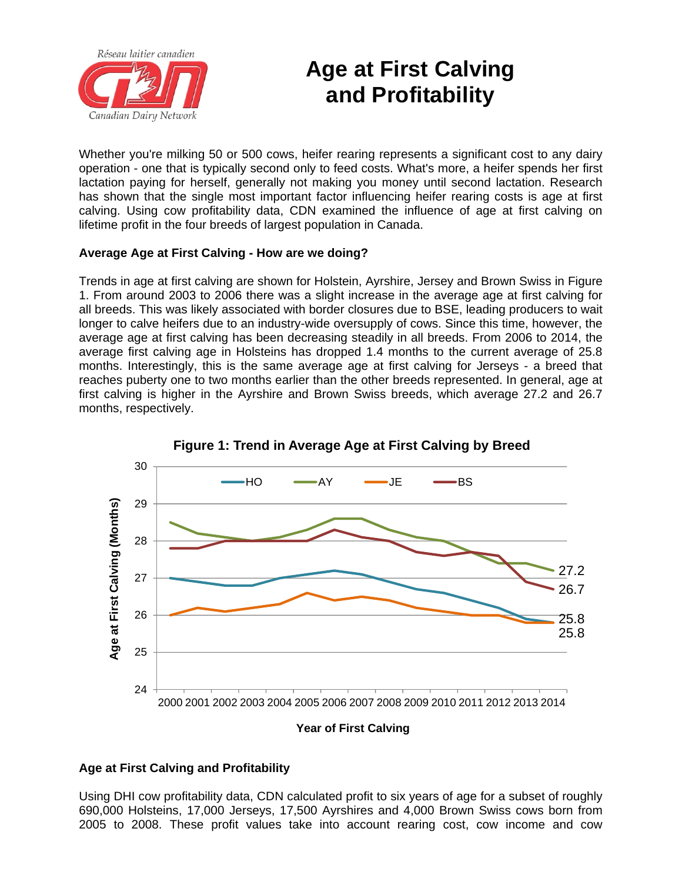Réseau laitier canadien

Canadian Dairy Network

# Age at First Calving and Profitability

Whether you're milking 50 or 500 cows, heifer rearing represents a significant cost to any dairy operation - one that is typically second only to feed costs. What's more, a heifer spends her first lactation paying for herself, generally not making you money until second lactation. Research has shown that the single most important factor influencing heifer rearing costs is age at first calving. Using cow profitability data, CDN examined the influence of age at first calving on lifetime profit in the four breeds of largest population in Canada.

### Average Age at First Calving - How are we doing?

Trends in age at first calving are shown for Holstein, Ayrshire, Jersey and Brown Swiss in Figure 1. From around 2003 to 2006 there was a slight increase in the average age at first calving for all breeds. This was likely associated with border closures due to BSE, leading producers to wait longer to calve heifers due to an industry-wide oversupply of cows. Since this time, however, the average age at first calving has been decreasing steadily in all breeds. From 2006 to 2014, the average first calving age in Holsteins has dropped 1.4 months to the current average of 25.8 months. Interestingly, this is the same average age at first calving for Jerseys - a breed that reaches puberty one to two months earlier than the other breeds represented. In general, age at first calving is higher in the Ayrshire and Brown Swiss breeds, which average 27.2 and 26.7 months, respectively.

**Figure 1: Trend in Average Age at First Calving by Breed**

### Age at First Calving and Profitability

Using DHI cow profitability data, CDN calculated profit to six years of age for a subset of roughly 690,000 Holsteins, 17,000 Jerseys, 17,500 Ayrshires and 4,000 Brown Swiss cows born from 2005 to 2008. These profit values take into account rearing cost, cow income and cow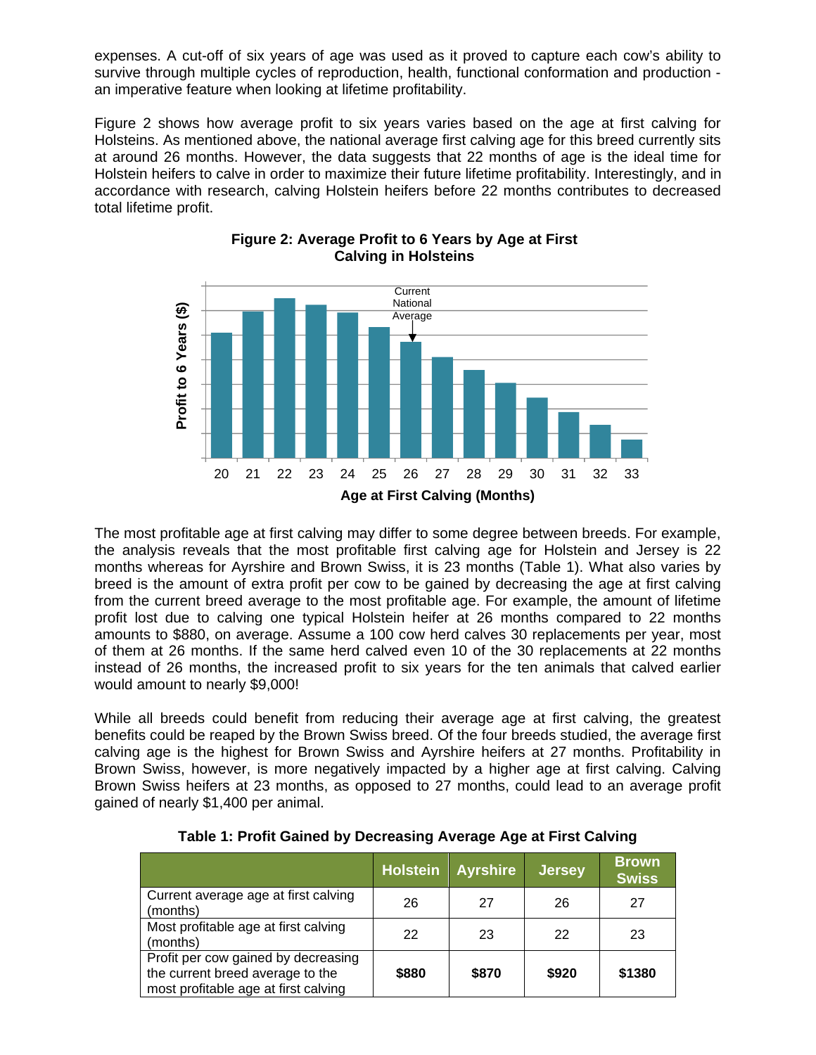expenses. A cut-off of six years of age was used as it proved to capture each cow's ability to survive through multiple cycles of reproduction, health, functional conformation and production - an imperative feature when looking at lifetime profitability.

Figure 2 shows how average profit to six years varies based on the age at first calving for Holsteins. As mentioned above, the national average first calving age for this breed currently sits at around 26 months. However, the data suggests that 22 months of age is the ideal time for Holstein heifers to calve in order to maximize their future lifetime profitability. Interestingly, and in accordance with research, calving Holstein heifers before 22 months contributes to decreased total lifetime profit.

**Figure 2: Average Profit to 6 Years by Age at First Calving in Holsteins**

Profit to 6 Years ($)

Current National Average

20 21 22 23 24 25 26 27 28 29 30 31 32 33

Age at First Calving (Months)

The most profitable age at first calving may differ to some degree between breeds. For example, the analysis reveals that the most profitable first calving age for Holstein and Jersey is 22 months whereas for Ayrshire and Brown Swiss, it is 23 months (Table 1). What also varies by breed is the amount of extra profit per cow to be gained by decreasing the age at first calving from the current breed average to the most profitable age. For example, the amount of lifetime profit lost due to calving one typical Holstein heifer at 26 months compared to 22 months amounts to $880, on average. Assume a 100 cow herd calves 30 replacements per year, most of them at 26 months. If the same herd calved even 10 of the 30 replacements at 22 months instead of 26 months, the increased profit to six years for the ten animals that calved earlier would amount to nearly $9,000!

While all breeds could benefit from reducing their average age at first calving, the greatest benefits could be reaped by the Brown Swiss breed. Of the four breeds studied, the average first calving age is the highest for Brown Swiss and Ayrshire heifers at 27 months. Profitability in Brown Swiss, however, is more negatively impacted by a higher age at first calving. Calving Brown Swiss heifers at 23 months, as opposed to 27 months, could lead to an average profit gained of nearly $1,400 per animal.

**Table 1: Profit Gained by Decreasing Average Age at First Calving**

| | Holstein | Ayrshire | Jersey | Brown Swiss |
|---|---|---|---|---|
| Current average age at first calving (months) | 26 | 27 | 26 | 27 |
| Most profitable age at first calving (months) | 22 | 23 | 22 | 23 |
| Profit per cow gained by decreasing the current breed average to the most profitable age at first calving | **$880** | **$870** | **$920** | **$1380** |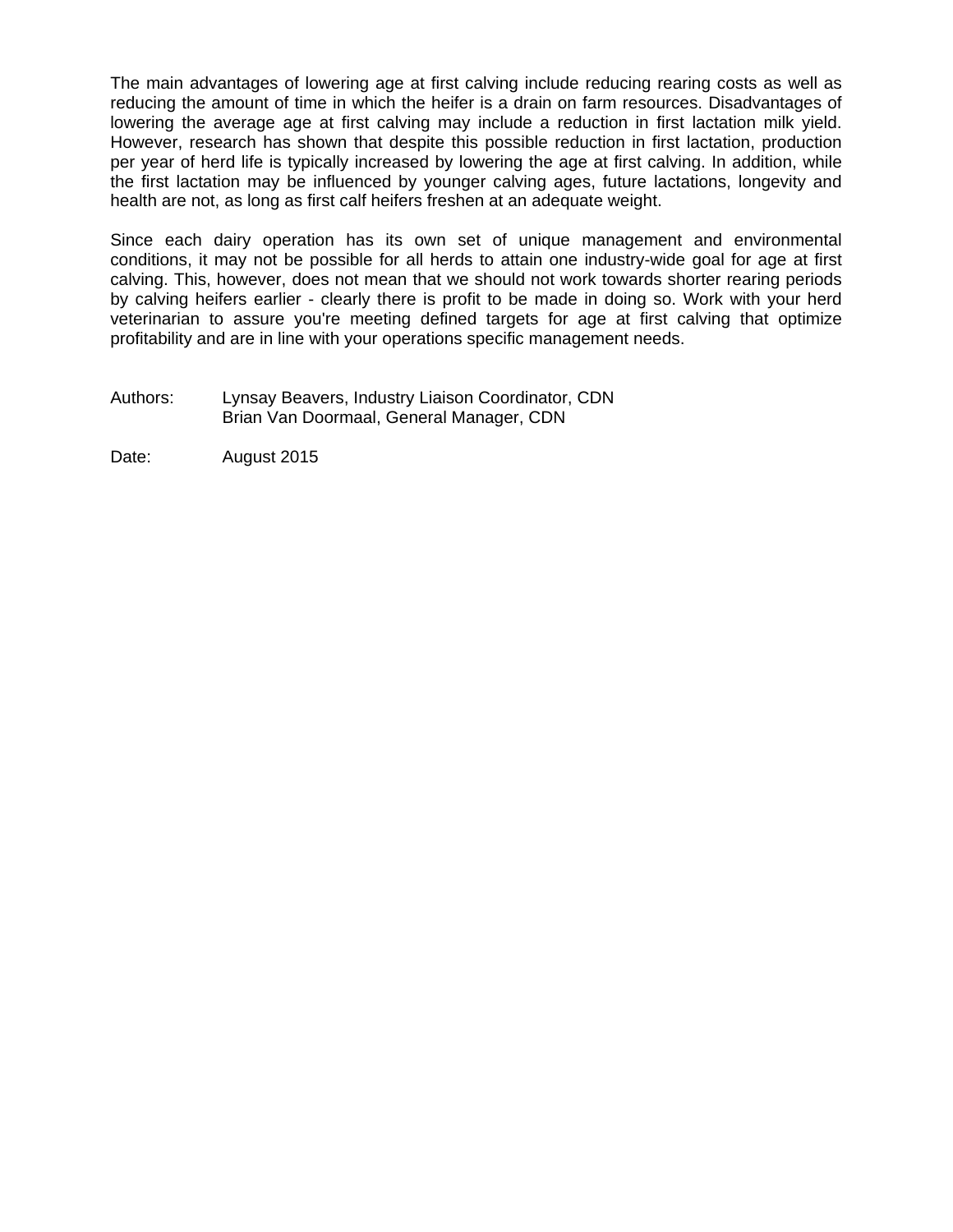The main advantages of lowering age at first calving include reducing rearing costs as well as reducing the amount of time in which the heifer is a drain on farm resources. Disadvantages of lowering the average age at first calving may include a reduction in first lactation milk yield. However, research has shown that despite this possible reduction in first lactation, production per year of herd life is typically increased by lowering the age at first calving. In addition, while the first lactation may be influenced by younger calving ages, future lactations, longevity and health are not, as long as first calf heifers freshen at an adequate weight.

Since each dairy operation has its own set of unique management and environmental conditions, it may not be possible for all herds to attain one industry-wide goal for age at first calving. This, however, does not mean that we should not work towards shorter rearing periods by calving heifers earlier - clearly there is profit to be made in doing so. Work with your herd veterinarian to assure you're meeting defined targets for age at first calving that optimize profitability and are in line with your operations specific management needs.

Authors: Lynsay Beavers, Industry Liaison Coordinator, CDN
Brian Van Doormaal, General Manager, CDN

Date: August 2015